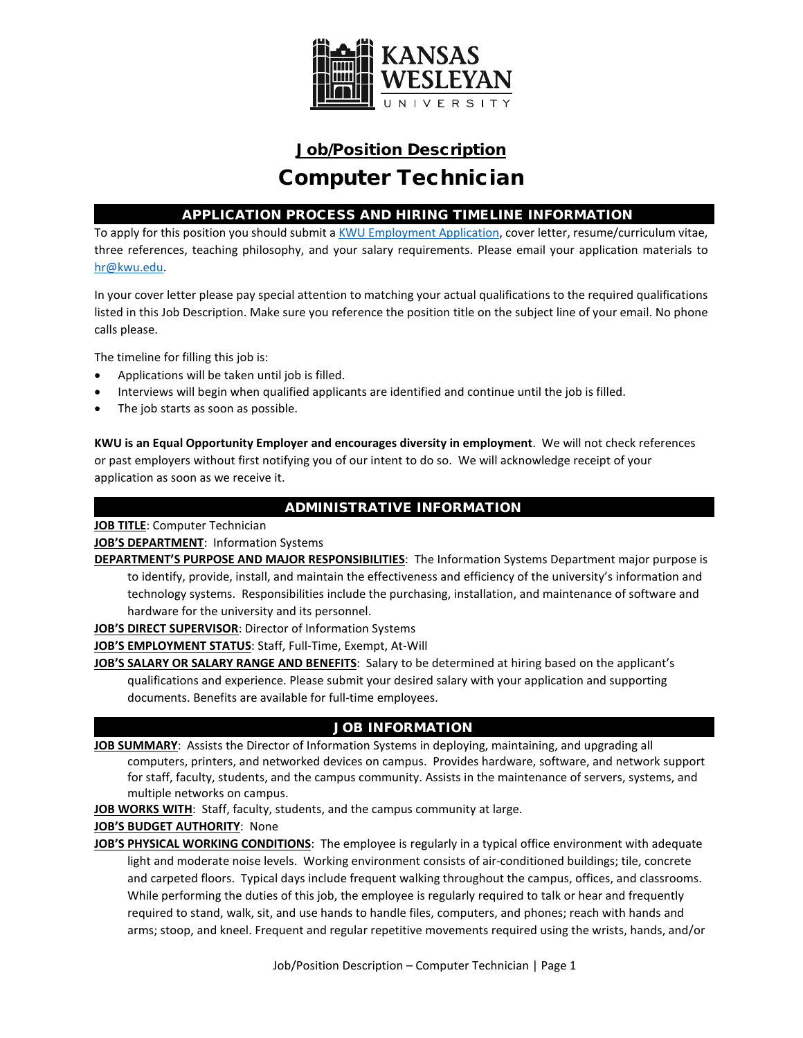KANSAS WESLEYAN UNIVERSITY

# Job/Position Description

# Computer Technician

## APPLICATION PROCESS AND HIRING TIMELINE INFORMATION

To apply for this position you should submit a [KWU Employment Application](), cover letter, resume/curriculum vitae, three references, teaching philosophy, and your salary requirements. Please email your application materials to [hr@kwu.edu](mailto:hr@kwu.edu).

In your cover letter please pay special attention to matching your actual qualifications to the required qualifications listed in this Job Description. Make sure you reference the position title on the subject line of your email. No phone calls please.

The timeline for filling this job is:

- Applications will be taken until job is filled.
- Interviews will begin when qualified applicants are identified and continue until the job is filled.
- The job starts as soon as possible.

**KWU is an Equal Opportunity Employer and encourages diversity in employment**. We will not check references or past employers without first notifying you of our intent to do so. We will acknowledge receipt of your application as soon as we receive it.

## ADMINISTRATIVE INFORMATION

**JOB TITLE**: Computer Technician

**JOB'S DEPARTMENT**: Information Systems

**DEPARTMENT'S PURPOSE AND MAJOR RESPONSIBILITIES**: The Information Systems Department major purpose is to identify, provide, install, and maintain the effectiveness and efficiency of the university's information and technology systems. Responsibilities include the purchasing, installation, and maintenance of software and hardware for the university and its personnel.

**JOB'S DIRECT SUPERVISOR**: Director of Information Systems

**JOB'S EMPLOYMENT STATUS**: Staff, Full-Time, Exempt, At-Will

**JOB'S SALARY OR SALARY RANGE AND BENEFITS**: Salary to be determined at hiring based on the applicant's qualifications and experience. Please submit your desired salary with your application and supporting documents. Benefits are available for full-time employees.

## JOB INFORMATION

**JOB SUMMARY**: Assists the Director of Information Systems in deploying, maintaining, and upgrading all computers, printers, and networked devices on campus. Provides hardware, software, and network support for staff, faculty, students, and the campus community. Assists in the maintenance of servers, systems, and multiple networks on campus.

**JOB WORKS WITH**: Staff, faculty, students, and the campus community at large.

**JOB'S BUDGET AUTHORITY**: None

**JOB'S PHYSICAL WORKING CONDITIONS**: The employee is regularly in a typical office environment with adequate light and moderate noise levels. Working environment consists of air-conditioned buildings; tile, concrete and carpeted floors. Typical days include frequent walking throughout the campus, offices, and classrooms. While performing the duties of this job, the employee is regularly required to talk or hear and frequently required to stand, walk, sit, and use hands to handle files, computers, and phones; reach with hands and arms; stoop, and kneel. Frequent and regular repetitive movements required using the wrists, hands, and/or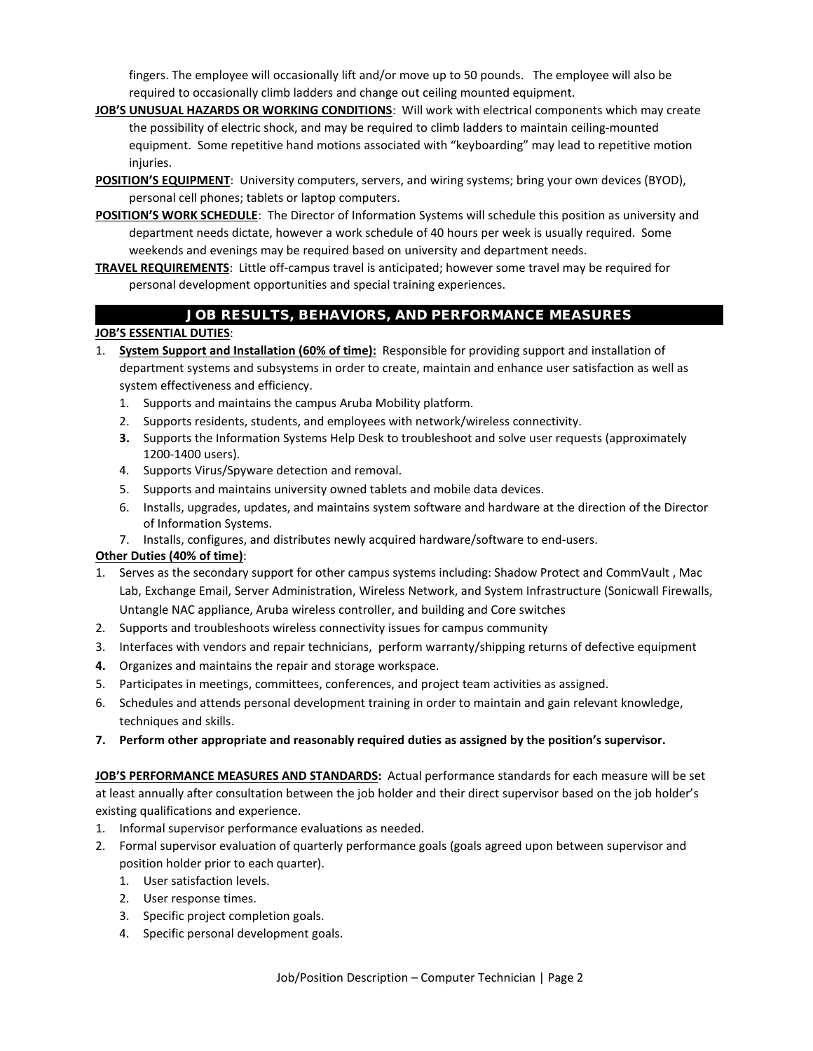fingers. The employee will occasionally lift and/or move up to 50 pounds. The employee will also be required to occasionally climb ladders and change out ceiling mounted equipment.

**JOB'S UNUSUAL HAZARDS OR WORKING CONDITIONS**: Will work with electrical components which may create the possibility of electric shock, and may be required to climb ladders to maintain ceiling-mounted equipment. Some repetitive hand motions associated with "keyboarding" may lead to repetitive motion injuries.

**POSITION'S EQUIPMENT**: University computers, servers, and wiring systems; bring your own devices (BYOD), personal cell phones; tablets or laptop computers.

**POSITION'S WORK SCHEDULE**: The Director of Information Systems will schedule this position as university and department needs dictate, however a work schedule of 40 hours per week is usually required. Some weekends and evenings may be required based on university and department needs.

**TRAVEL REQUIREMENTS**: Little off-campus travel is anticipated; however some travel may be required for personal development opportunities and special training experiences.

## JOB RESULTS, BEHAVIORS, AND PERFORMANCE MEASURES

**JOB'S ESSENTIAL DUTIES**:

1. **System Support and Installation (60% of time):** Responsible for providing support and installation of department systems and subsystems in order to create, maintain and enhance user satisfaction as well as system effectiveness and efficiency.
    1. Supports and maintains the campus Aruba Mobility platform.
    2. Supports residents, students, and employees with network/wireless connectivity.
    3. Supports the Information Systems Help Desk to troubleshoot and solve user requests (approximately 1200-1400 users).
    4. Supports Virus/Spyware detection and removal.
    5. Supports and maintains university owned tablets and mobile data devices.
    6. Installs, upgrades, updates, and maintains system software and hardware at the direction of the Director of Information Systems.
    7. Installs, configures, and distributes newly acquired hardware/software to end-users.

**Other Duties (40% of time)**:

1. Serves as the secondary support for other campus systems including: Shadow Protect and CommVault , Mac Lab, Exchange Email, Server Administration, Wireless Network, and System Infrastructure (Sonicwall Firewalls, Untangle NAC appliance, Aruba wireless controller, and building and Core switches
2. Supports and troubleshoots wireless connectivity issues for campus community
3. Interfaces with vendors and repair technicians, perform warranty/shipping returns of defective equipment
4. Organizes and maintains the repair and storage workspace.
5. Participates in meetings, committees, conferences, and project team activities as assigned.
6. Schedules and attends personal development training in order to maintain and gain relevant knowledge, techniques and skills.
7. **Perform other appropriate and reasonably required duties as assigned by the position's supervisor.**

**JOB'S PERFORMANCE MEASURES AND STANDARDS:** Actual performance standards for each measure will be set at least annually after consultation between the job holder and their direct supervisor based on the job holder's existing qualifications and experience.

1. Informal supervisor performance evaluations as needed.
2. Formal supervisor evaluation of quarterly performance goals (goals agreed upon between supervisor and position holder prior to each quarter).
    1. User satisfaction levels.
    2. User response times.
    3. Specific project completion goals.
    4. Specific personal development goals.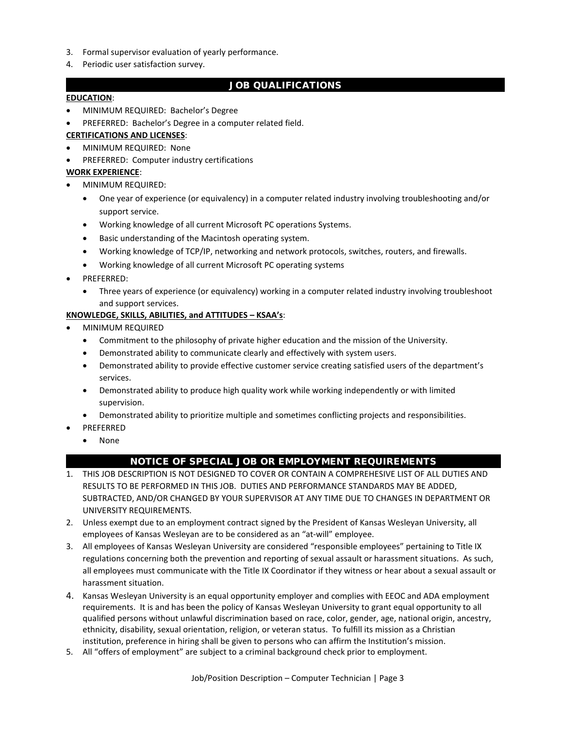3. Formal supervisor evaluation of yearly performance.
4. Periodic user satisfaction survey.

## JOB QUALIFICATIONS

**EDUCATION**:

- MINIMUM REQUIRED: Bachelor's Degree
- PREFERRED: Bachelor's Degree in a computer related field.

**CERTIFICATIONS AND LICENSES**:

- MINIMUM REQUIRED: None
- PREFERRED: Computer industry certifications

**WORK EXPERIENCE**:

- MINIMUM REQUIRED:
  - One year of experience (or equivalency) in a computer related industry involving troubleshooting and/or support service.
  - Working knowledge of all current Microsoft PC operations Systems.
  - Basic understanding of the Macintosh operating system.
  - Working knowledge of TCP/IP, networking and network protocols, switches, routers, and firewalls.
  - Working knowledge of all current Microsoft PC operating systems
- PREFERRED:
  - Three years of experience (or equivalency) working in a computer related industry involving troubleshoot and support services.

**KNOWLEDGE, SKILLS, ABILITIES, and ATTITUDES – KSAA's**:

- MINIMUM REQUIRED
  - Commitment to the philosophy of private higher education and the mission of the University.
  - Demonstrated ability to communicate clearly and effectively with system users.
  - Demonstrated ability to provide effective customer service creating satisfied users of the department's services.
  - Demonstrated ability to produce high quality work while working independently or with limited supervision.
  - Demonstrated ability to prioritize multiple and sometimes conflicting projects and responsibilities.
- PREFERRED
  - None

## NOTICE OF SPECIAL JOB OR EMPLOYMENT REQUIREMENTS

1. THIS JOB DESCRIPTION IS NOT DESIGNED TO COVER OR CONTAIN A COMPREHESIVE LIST OF ALL DUTIES AND RESULTS TO BE PERFORMED IN THIS JOB. DUTIES AND PERFORMANCE STANDARDS MAY BE ADDED, SUBTRACTED, AND/OR CHANGED BY YOUR SUPERVISOR AT ANY TIME DUE TO CHANGES IN DEPARTMENT OR UNIVERSITY REQUIREMENTS.
2. Unless exempt due to an employment contract signed by the President of Kansas Wesleyan University, all employees of Kansas Wesleyan are to be considered as an "at-will" employee.
3. All employees of Kansas Wesleyan University are considered "responsible employees" pertaining to Title IX regulations concerning both the prevention and reporting of sexual assault or harassment situations. As such, all employees must communicate with the Title IX Coordinator if they witness or hear about a sexual assault or harassment situation.
4. Kansas Wesleyan University is an equal opportunity employer and complies with EEOC and ADA employment requirements. It is and has been the policy of Kansas Wesleyan University to grant equal opportunity to all qualified persons without unlawful discrimination based on race, color, gender, age, national origin, ancestry, ethnicity, disability, sexual orientation, religion, or veteran status. To fulfill its mission as a Christian institution, preference in hiring shall be given to persons who can affirm the Institution's mission.
5. All "offers of employment" are subject to a criminal background check prior to employment.